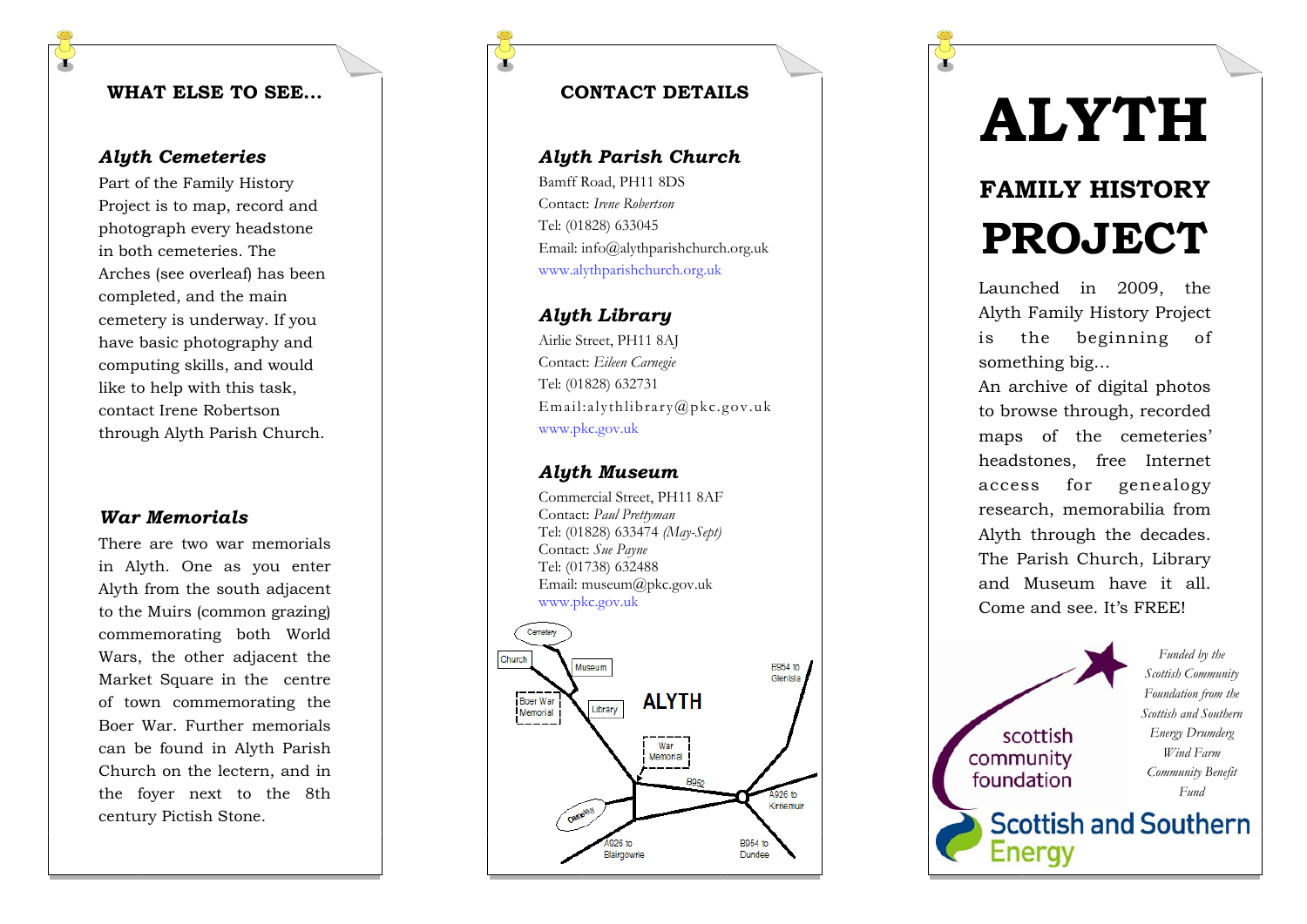## WHAT ELSE TO SEE…

### *Alyth Cemeteries*

Part of the Family History Project is to map, record and photograph every headstone in both cemeteries. The Arches (see overleaf) has been completed, and the main cemetery is underway. If you have basic photography and computing skills, and would like to help with this task, contact Irene Robertson through Alyth Parish Church.

### *War Memorials*

There are two war memorials in Alyth. One as you enter Alyth from the south adjacent to the Muirs (common grazing) commemorating both World Wars, the other adjacent the Market Square in the centre of town commemorating the Boer War. Further memorials can be found in Alyth Parish Church on the lectern, and in the foyer next to the 8th century Pictish Stone.

## CONTACT DETAILS

### *Alyth Parish Church*

Bamff Road, PH11 8DS
Contact: *Irene Robertson*
Tel: (01828) 633045
Email: info@alythparishchurch.org.uk
www.alythparishchurch.org.uk

### *Alyth Library*

Airlie Street, PH11 8AJ
Contact: *Eileen Carnegie*
Tel: (01828) 632731
Email:alythlibrary@pkc.gov.uk
www.pkc.gov.uk

### *Alyth Museum*

Commercial Street, PH11 8AF
Contact: *Paul Prettyman*
Tel: (01828) 633474 *(May-Sept)*
Contact: *Sue Payne*
Tel: (01738) 632488
Email: museum@pkc.gov.uk
www.pkc.gov.uk

Cemetery
Church
Museum
Boer War Memorial
Library
ALYTH
War Memorial
B952
B954 to Glenisla
A926 to Kirriemuir
Cemetery
A926 to Blairgowrie
B954 to Dundee

# ALYTH

## FAMILY HISTORY

# PROJECT

Launched in 2009, the Alyth Family History Project is the beginning of something big…
An archive of digital photos to browse through, recorded maps of the cemeteries' headstones, free Internet access for genealogy research, memorabilia from Alyth through the decades. The Parish Church, Library and Museum have it all. Come and see. It's FREE!

scottish community foundation

*Funded by the Scottish Community Foundation from the Scottish and Southern Energy Drumderg Wind Farm Community Benefit Fund*

Scottish and Southern Energy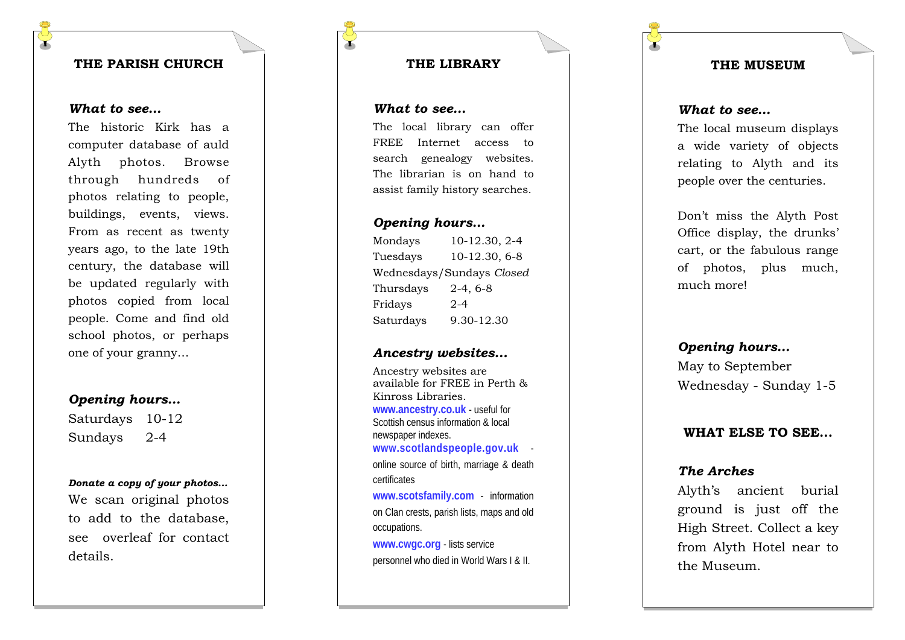## THE PARISH CHURCH

***What to see...***

The historic Kirk has a computer database of auld Alyth photos. Browse through hundreds of photos relating to people, buildings, events, views. From as recent as twenty years ago, to the late 19th century, the database will be updated regularly with photos copied from local people. Come and find old school photos, or perhaps one of your granny…

***Opening hours...***

Saturdays 10-12
Sundays 2-4

***Donate a copy of your photos...***

We scan original photos to add to the database, see overleaf for contact details.

## THE LIBRARY

***What to see...***

The local library can offer FREE Internet access to search genealogy websites. The librarian is on hand to assist family history searches.

***Opening hours...***

| | |
|---|---|
| Mondays | 10-12.30, 2-4 |
| Tuesdays | 10-12.30, 6-8 |
| Wednesdays/Sundays | *Closed* |
| Thursdays | 2-4, 6-8 |
| Fridays | 2-4 |
| Saturdays | 9.30-12.30 |

***Ancestry websites...***

Ancestry websites are available for FREE in Perth & Kinross Libraries.

**www.ancestry.co.uk** - useful for Scottish census information & local newspaper indexes.

**www.scotlandspeople.gov.uk** - online source of birth, marriage & death certificates

**www.scotsfamily.com** - information on Clan crests, parish lists, maps and old occupations.

**www.cwgc.org** - lists service personnel who died in World Wars I & II.

## THE MUSEUM

***What to see...***

The local museum displays a wide variety of objects relating to Alyth and its people over the centuries.

Don't miss the Alyth Post Office display, the drunks' cart, or the fabulous range of photos, plus much, much more!

***Opening hours...***

May to September
Wednesday - Sunday 1-5

## WHAT ELSE TO SEE...

***The Arches***

Alyth's ancient burial ground is just off the High Street. Collect a key from Alyth Hotel near to the Museum.